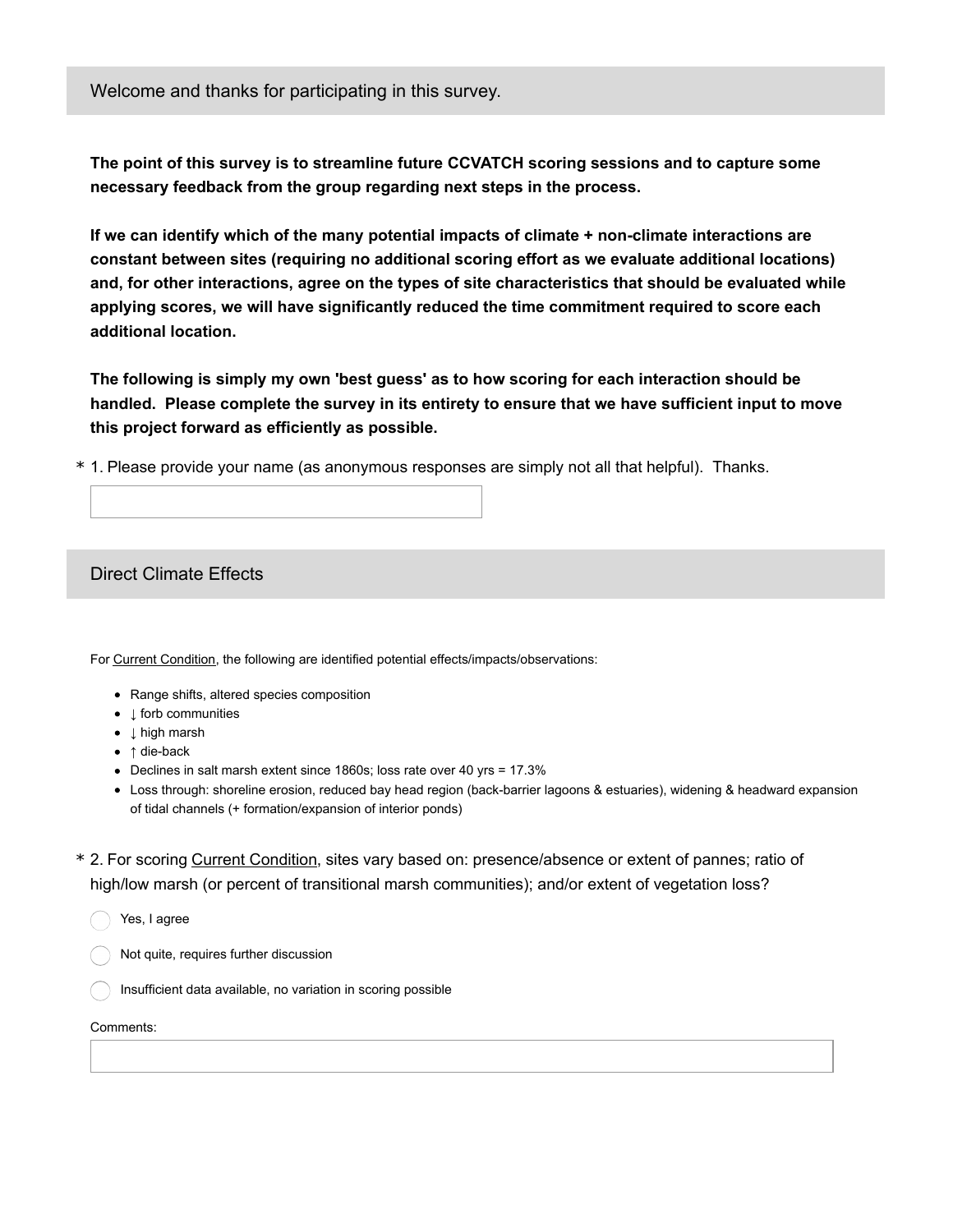## Welcome and thanks for participating in this survey.

**The point of this survey is to streamline future CCVATCH scoring sessions and to capture some necessary feedback from the group regarding next steps in the process.**

**If we can identify which of the many potential impacts of climate + non-climate interactions are constant between sites (requiring no additional scoring effort as we evaluate additional locations) and, for other interactions, agree on the types of site characteristics that should be evaluated while applying scores, we will have significantly reduced the time commitment required to score each additional location.**

**The following is simply my own 'best guess' as to how scoring for each interaction should be handled. Please complete the survey in its entirety to ensure that we have sufficient input to move this project forward as efficiently as possible.**

\* 1. Please provide your name (as anonymous responses are simply not all that helpful). Thanks.

## Direct Climate Effects

For Current Condition, the following are identified potential effects/impacts/observations:

- Range shifts, altered species composition
- ↓ forb communities
- ↓ high marsh
- ↑ die-back
- Declines in salt marsh extent since 1860s; loss rate over 40 yrs = 17.3%
- Loss through: shoreline erosion, reduced bay head region (back-barrier lagoons & estuaries), widening & headward expansion of tidal channels (+ formation/expansion of interior ponds)

\* 2. For scoring Current Condition, sites vary based on: presence/absence or extent of pannes; ratio of high/low marsh (or percent of transitional marsh communities); and/or extent of vegetation loss?

- ◯ Yes, I agree
- ◯ Not quite, requires further discussion
- ◯ Insufficient data available, no variation in scoring possible

Comments: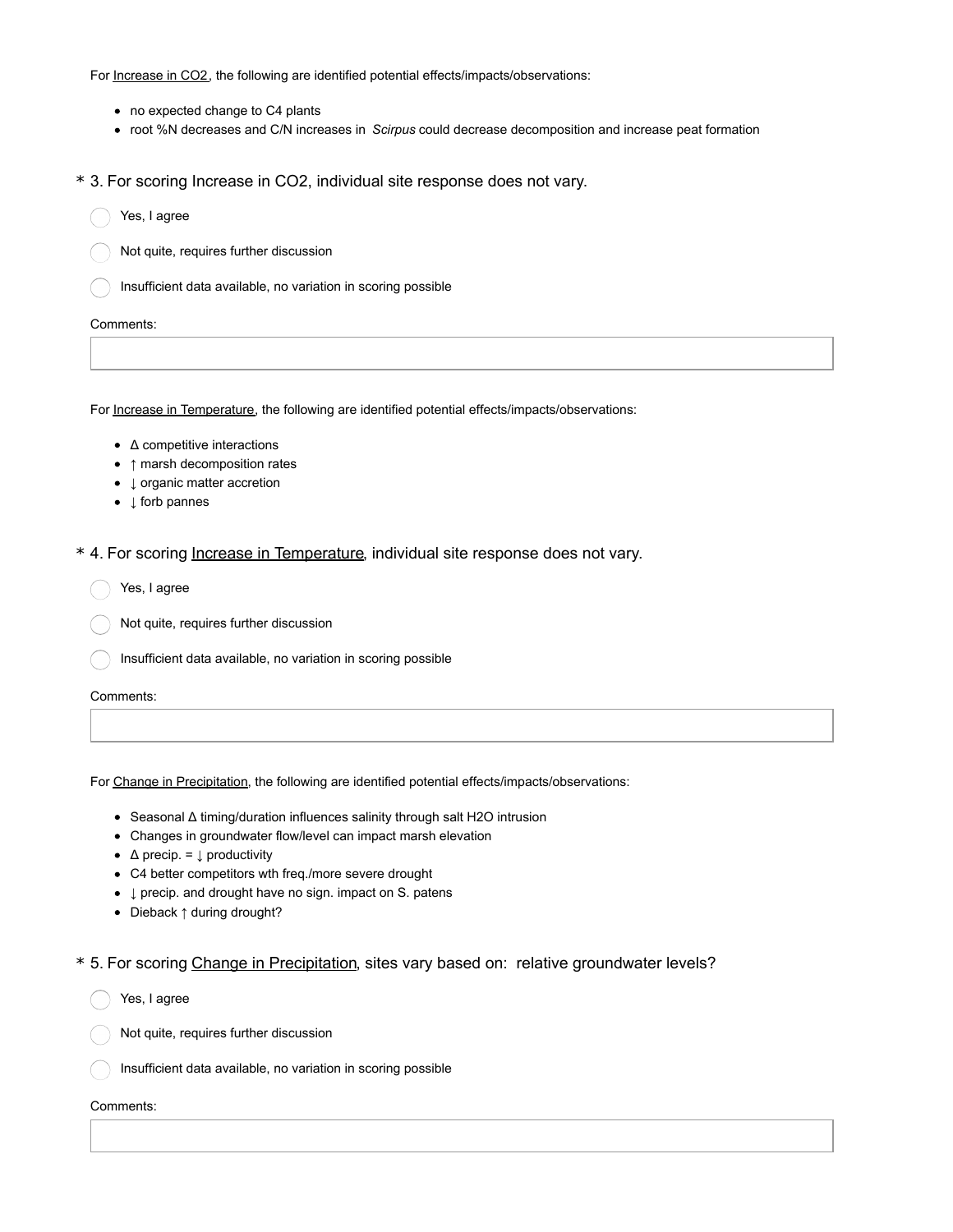For Increase in CO2, the following are identified potential effects/impacts/observations:

- no expected change to C4 plants
- root %N decreases and C/N increases in *Scirpus* could decrease decomposition and increase peat formation

\* 3. For scoring Increase in CO2, individual site response does not vary.

- ◯ Yes, I agree
- ◯ Not quite, requires further discussion
- ◯ Insufficient data available, no variation in scoring possible

Comments:

For Increase in Temperature, the following are identified potential effects/impacts/observations:

- Δ competitive interactions
- ↑ marsh decomposition rates
- ↓ organic matter accretion
- ↓ forb pannes

\* 4. For scoring Increase in Temperature, individual site response does not vary.

- ◯ Yes, I agree
- ◯ Not quite, requires further discussion
- ◯ Insufficient data available, no variation in scoring possible

Comments:

For Change in Precipitation, the following are identified potential effects/impacts/observations:

- Seasonal Δ timing/duration influences salinity through salt H2O intrusion
- Changes in groundwater flow/level can impact marsh elevation
- Δ precip. = ↓ productivity
- C4 better competitors wth freq./more severe drought
- ↓ precip. and drought have no sign. impact on S. patens
- Dieback ↑ during drought?

\* 5. For scoring Change in Precipitation, sites vary based on: relative groundwater levels?

- ◯ Yes, I agree
- ◯ Not quite, requires further discussion
- ◯ Insufficient data available, no variation in scoring possible

Comments: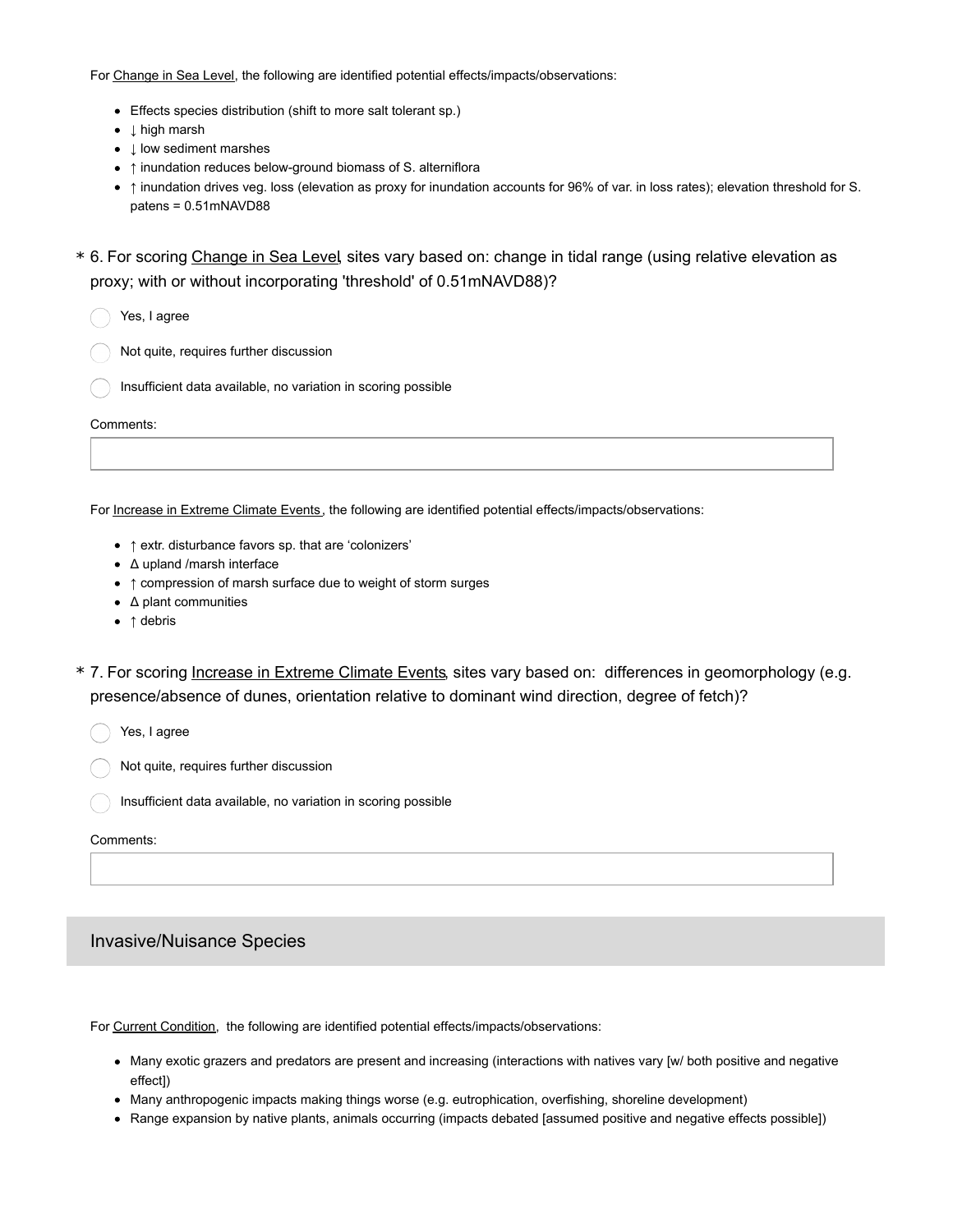For Change in Sea Level, the following are identified potential effects/impacts/observations:

- Effects species distribution (shift to more salt tolerant sp.)
- ↓ high marsh
- ↓ low sediment marshes
- ↑ inundation reduces below-ground biomass of S. alterniflora
- ↑ inundation drives veg. loss (elevation as proxy for inundation accounts for 96% of var. in loss rates); elevation threshold for S. patens = 0.51mNAVD88

\* 6. For scoring Change in Sea Level, sites vary based on: change in tidal range (using relative elevation as proxy; with or without incorporating 'threshold' of 0.51mNAVD88)?

- ◯ Yes, I agree
- ◯ Not quite, requires further discussion
- ◯ Insufficient data available, no variation in scoring possible

Comments:

For Increase in Extreme Climate Events, the following are identified potential effects/impacts/observations:

- ↑ extr. disturbance favors sp. that are 'colonizers'
- Δ upland /marsh interface
- ↑ compression of marsh surface due to weight of storm surges
- Δ plant communities
- ↑ debris

\* 7. For scoring Increase in Extreme Climate Events, sites vary based on: differences in geomorphology (e.g. presence/absence of dunes, orientation relative to dominant wind direction, degree of fetch)?

- ◯ Yes, I agree
- ◯ Not quite, requires further discussion
- ◯ Insufficient data available, no variation in scoring possible

Comments:

## Invasive/Nuisance Species

For Current Condition, the following are identified potential effects/impacts/observations:

- Many exotic grazers and predators are present and increasing (interactions with natives vary [w/ both positive and negative effect])
- Many anthropogenic impacts making things worse (e.g. eutrophication, overfishing, shoreline development)
- Range expansion by native plants, animals occurring (impacts debated [assumed positive and negative effects possible])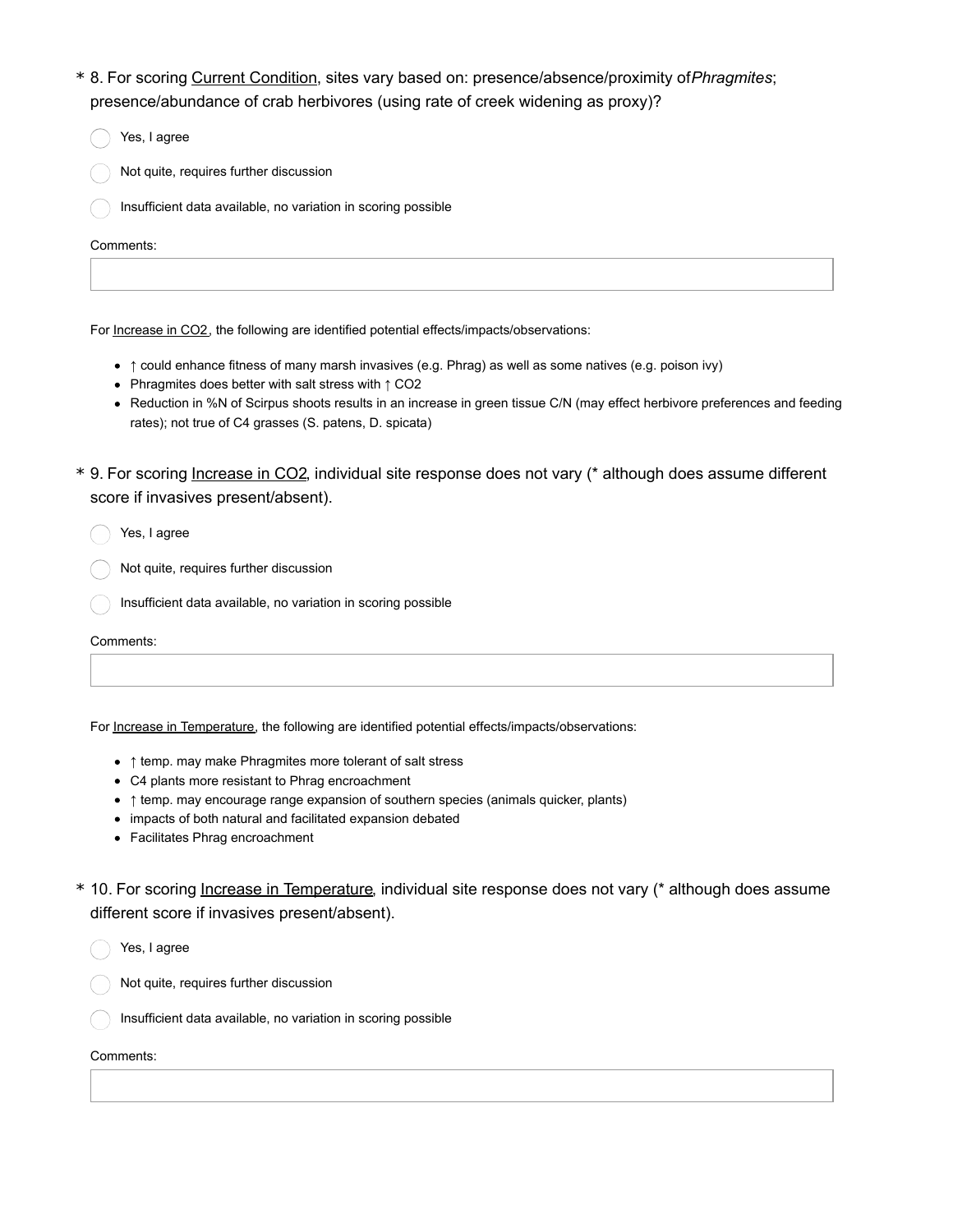\* 8. For scoring <u>Current Condition</u>, sites vary based on: presence/absence/proximity of *Phragmites*; presence/abundance of crab herbivores (using rate of creek widening as proxy)?

- ◯ Yes, I agree
- ◯ Not quite, requires further discussion
- ◯ Insufficient data available, no variation in scoring possible

Comments:

For <u>Increase in CO2</u>, the following are identified potential effects/impacts/observations:

- ↑ could enhance fitness of many marsh invasives (e.g. Phrag) as well as some natives (e.g. poison ivy)
- Phragmites does better with salt stress with ↑ $CO_2$
- Reduction in %N of Scirpus shoots results in an increase in green tissue C/N (may effect herbivore preferences and feeding rates); not true of C4 grasses (S. patens, D. spicata)

\* 9. For scoring <u>Increase in CO2</u>, individual site response does not vary (* although does assume different score if invasives present/absent).

- ◯ Yes, I agree
- ◯ Not quite, requires further discussion
- ◯ Insufficient data available, no variation in scoring possible

Comments:

For <u>Increase in Temperature</u>, the following are identified potential effects/impacts/observations:

- ↑ temp. may make Phragmites more tolerant of salt stress
- C4 plants more resistant to Phrag encroachment
- ↑ temp. may encourage range expansion of southern species (animals quicker, plants)
- impacts of both natural and facilitated expansion debated
- Facilitates Phrag encroachment

\* 10. For scoring <u>Increase in Temperature</u>, individual site response does not vary (* although does assume different score if invasives present/absent).

- ◯ Yes, I agree
- ◯ Not quite, requires further discussion
- ◯ Insufficient data available, no variation in scoring possible

Comments: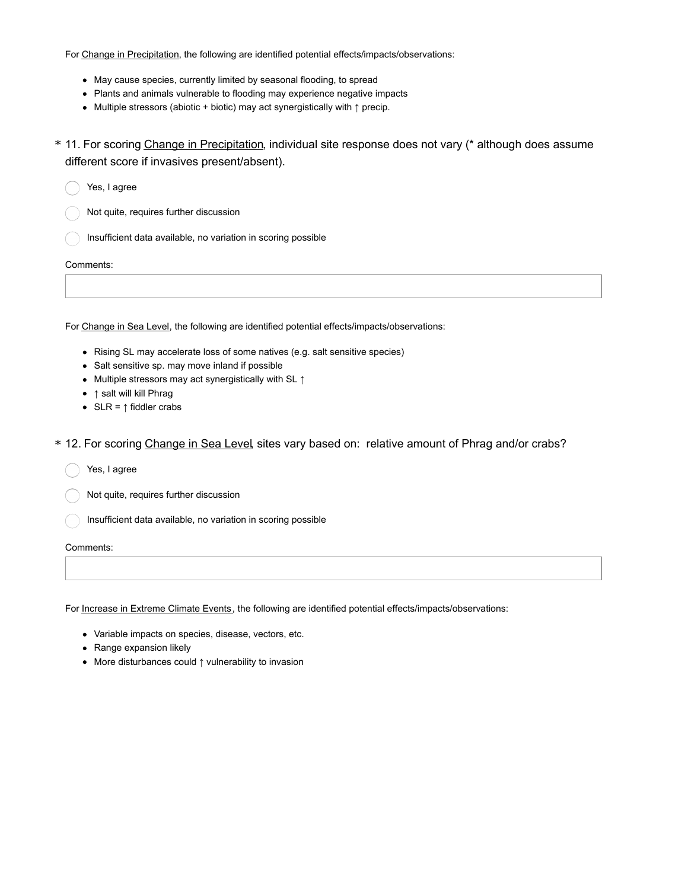For Change in Precipitation, the following are identified potential effects/impacts/observations:

- May cause species, currently limited by seasonal flooding, to spread
- Plants and animals vulnerable to flooding may experience negative impacts
- Multiple stressors (abiotic + biotic) may act synergistically with ↑ precip.

\* 11. For scoring Change in Precipitation, individual site response does not vary (* although does assume different score if invasives present/absent).

- ◯ Yes, I agree
- ◯ Not quite, requires further discussion
- ◯ Insufficient data available, no variation in scoring possible

Comments:

For Change in Sea Level, the following are identified potential effects/impacts/observations:

- Rising SL may accelerate loss of some natives (e.g. salt sensitive species)
- Salt sensitive sp. may move inland if possible
- Multiple stressors may act synergistically with SL ↑
- ↑ salt will kill Phrag
- SLR = ↑ fiddler crabs

\* 12. For scoring Change in Sea Level, sites vary based on: relative amount of Phrag and/or crabs?

- ◯ Yes, I agree
- ◯ Not quite, requires further discussion
- ◯ Insufficient data available, no variation in scoring possible

Comments:

For Increase in Extreme Climate Events, the following are identified potential effects/impacts/observations:

- Variable impacts on species, disease, vectors, etc.
- Range expansion likely
- More disturbances could ↑ vulnerability to invasion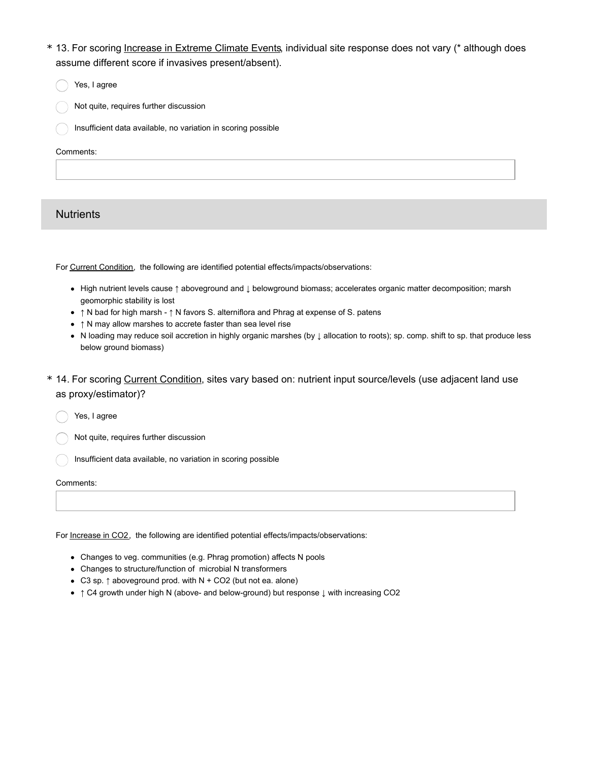\* 13. For scoring Increase in Extreme Climate Events, individual site response does not vary (* although does assume different score if invasives present/absent).

- Yes, I agree
- Not quite, requires further discussion
- Insufficient data available, no variation in scoring possible

Comments:

## Nutrients

For Current Condition, the following are identified potential effects/impacts/observations:

- High nutrient levels cause ↑ aboveground and ↓ belowground biomass; accelerates organic matter decomposition; marsh geomorphic stability is lost
- ↑ N bad for high marsh - ↑ N favors S. alterniflora and Phrag at expense of S. patens
- ↑ N may allow marshes to accrete faster than sea level rise
- N loading may reduce soil accretion in highly organic marshes (by ↓ allocation to roots); sp. comp. shift to sp. that produce less below ground biomass)

\* 14. For scoring Current Condition, sites vary based on: nutrient input source/levels (use adjacent land use as proxy/estimator)?

- Yes, I agree
- Not quite, requires further discussion
- Insufficient data available, no variation in scoring possible

Comments:

For Increase in $CO_2$, the following are identified potential effects/impacts/observations:

- Changes to veg. communities (e.g. Phrag promotion) affects N pools
- Changes to structure/function of microbial N transformers
- C3 sp. ↑ aboveground prod. with N + $CO_2$ (but not ea. alone)
- ↑ C4 growth under high N (above- and below-ground) but response ↓ with increasing $CO_2$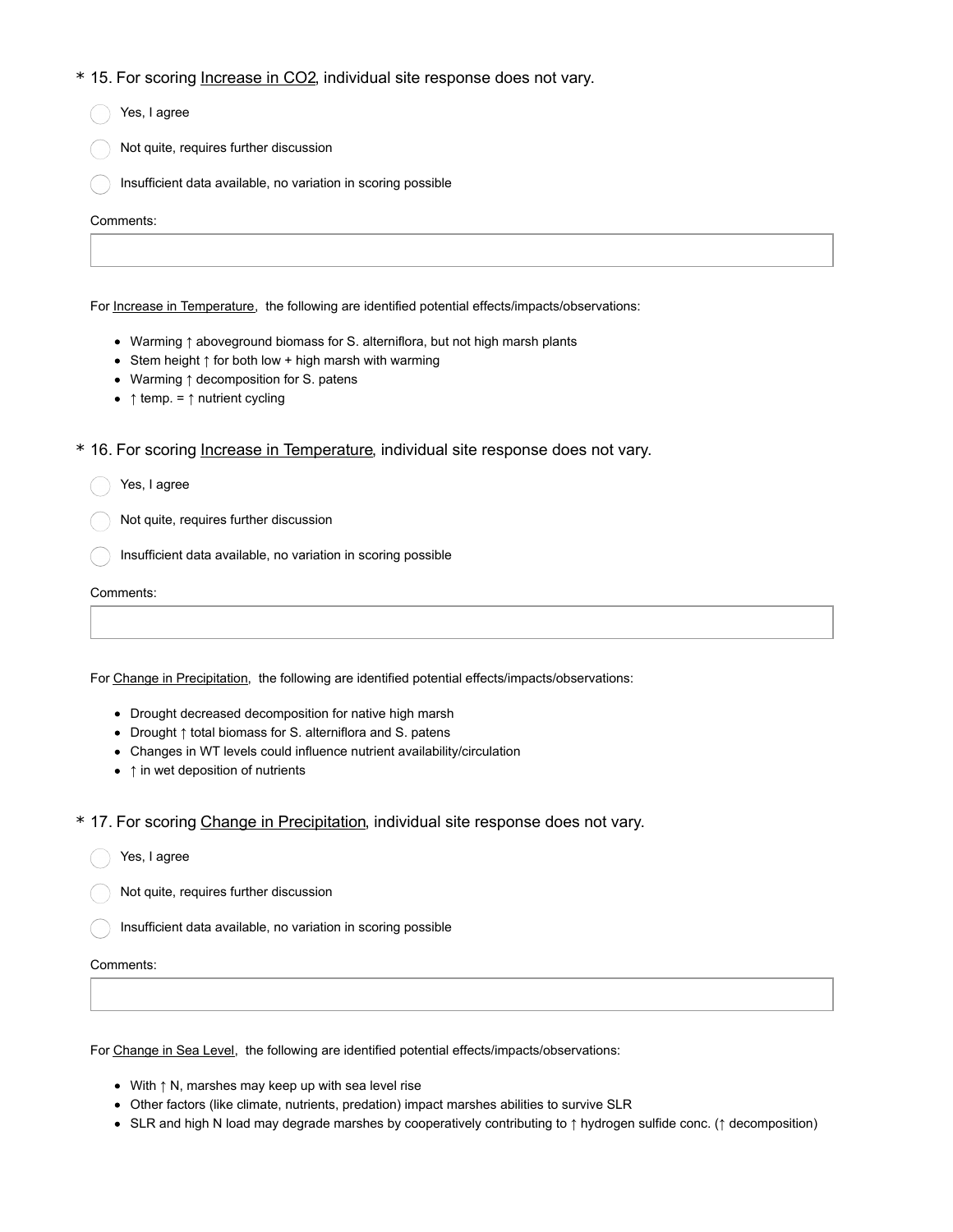\* 15. For scoring Increase in $CO_2$, individual site response does not vary.

- ◯ Yes, I agree
- ◯ Not quite, requires further discussion
- ◯ Insufficient data available, no variation in scoring possible

Comments:

For Increase in Temperature, the following are identified potential effects/impacts/observations:

- Warming ↑ aboveground biomass for S. alterniflora, but not high marsh plants
- Stem height ↑ for both low + high marsh with warming
- Warming ↑ decomposition for S. patens
- ↑ temp. = ↑ nutrient cycling

\* 16. For scoring Increase in Temperature, individual site response does not vary.

- ◯ Yes, I agree
- ◯ Not quite, requires further discussion
- ◯ Insufficient data available, no variation in scoring possible

Comments:

For Change in Precipitation, the following are identified potential effects/impacts/observations:

- Drought decreased decomposition for native high marsh
- Drought ↑ total biomass for S. alterniflora and S. patens
- Changes in WT levels could influence nutrient availability/circulation
- ↑ in wet deposition of nutrients

\* 17. For scoring Change in Precipitation, individual site response does not vary.

- ◯ Yes, I agree
- ◯ Not quite, requires further discussion
- ◯ Insufficient data available, no variation in scoring possible

Comments:

For Change in Sea Level, the following are identified potential effects/impacts/observations:

- With ↑ N, marshes may keep up with sea level rise
- Other factors (like climate, nutrients, predation) impact marshes abilities to survive SLR
- SLR and high N load may degrade marshes by cooperatively contributing to ↑ hydrogen sulfide conc. (↑ decomposition)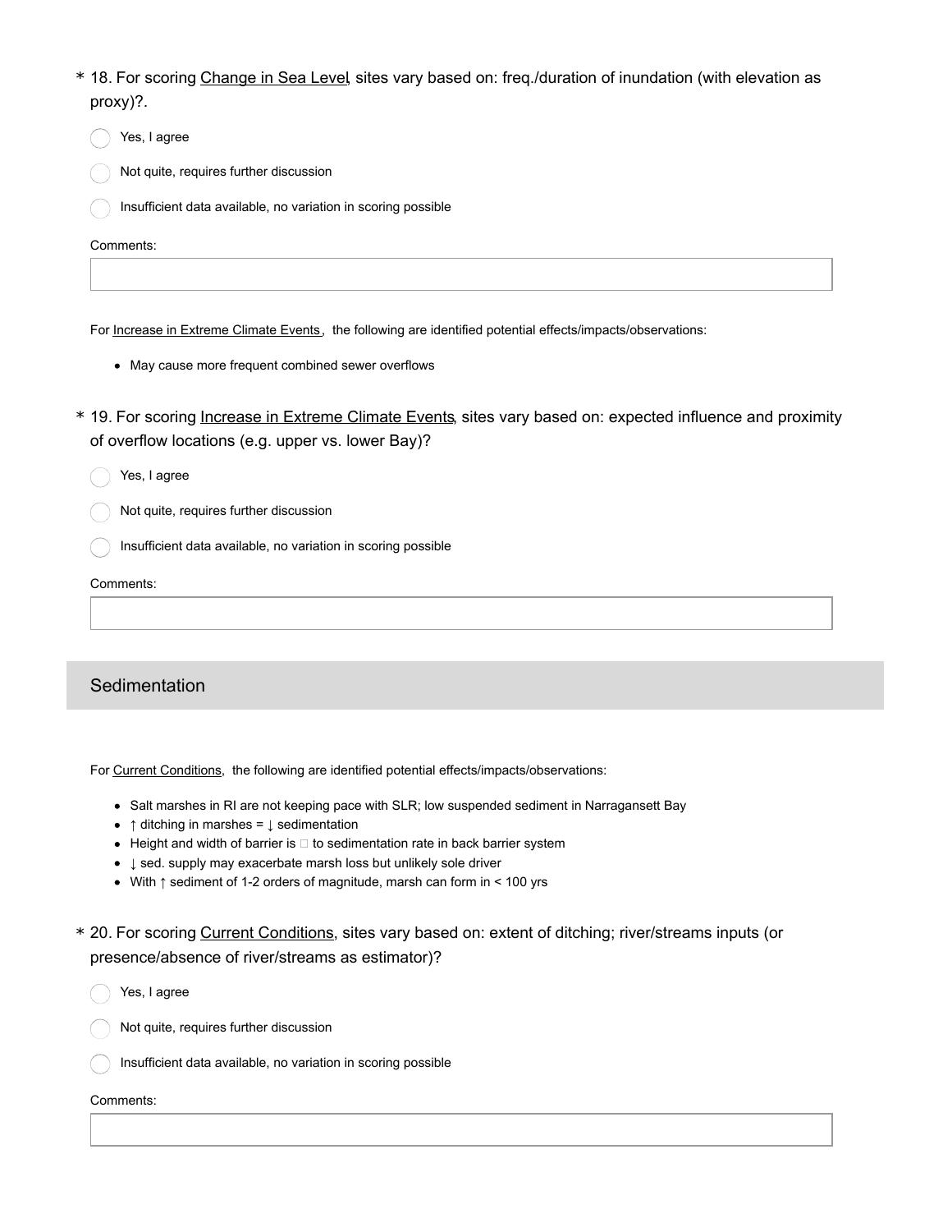\* 18. For scoring Change in Sea Level, sites vary based on: freq./duration of inundation (with elevation as proxy)?.

- ◯ Yes, I agree
- ◯ Not quite, requires further discussion
- ◯ Insufficient data available, no variation in scoring possible

Comments:

For Increase in Extreme Climate Events, the following are identified potential effects/impacts/observations:

- May cause more frequent combined sewer overflows

\* 19. For scoring Increase in Extreme Climate Events, sites vary based on: expected influence and proximity of overflow locations (e.g. upper vs. lower Bay)?

- ◯ Yes, I agree
- ◯ Not quite, requires further discussion
- ◯ Insufficient data available, no variation in scoring possible

Comments:

## Sedimentation

For Current Conditions, the following are identified potential effects/impacts/observations:

- Salt marshes in RI are not keeping pace with SLR; low suspended sediment in Narragansett Bay
- ↑ ditching in marshes = ↓ sedimentation
- Height and width of barrier is □ to sedimentation rate in back barrier system
- ↓ sed. supply may exacerbate marsh loss but unlikely sole driver
- With ↑ sediment of 1-2 orders of magnitude, marsh can form in < 100 yrs

\* 20. For scoring Current Conditions, sites vary based on: extent of ditching; river/streams inputs (or presence/absence of river/streams as estimator)?

- ◯ Yes, I agree
- ◯ Not quite, requires further discussion
- ◯ Insufficient data available, no variation in scoring possible

Comments: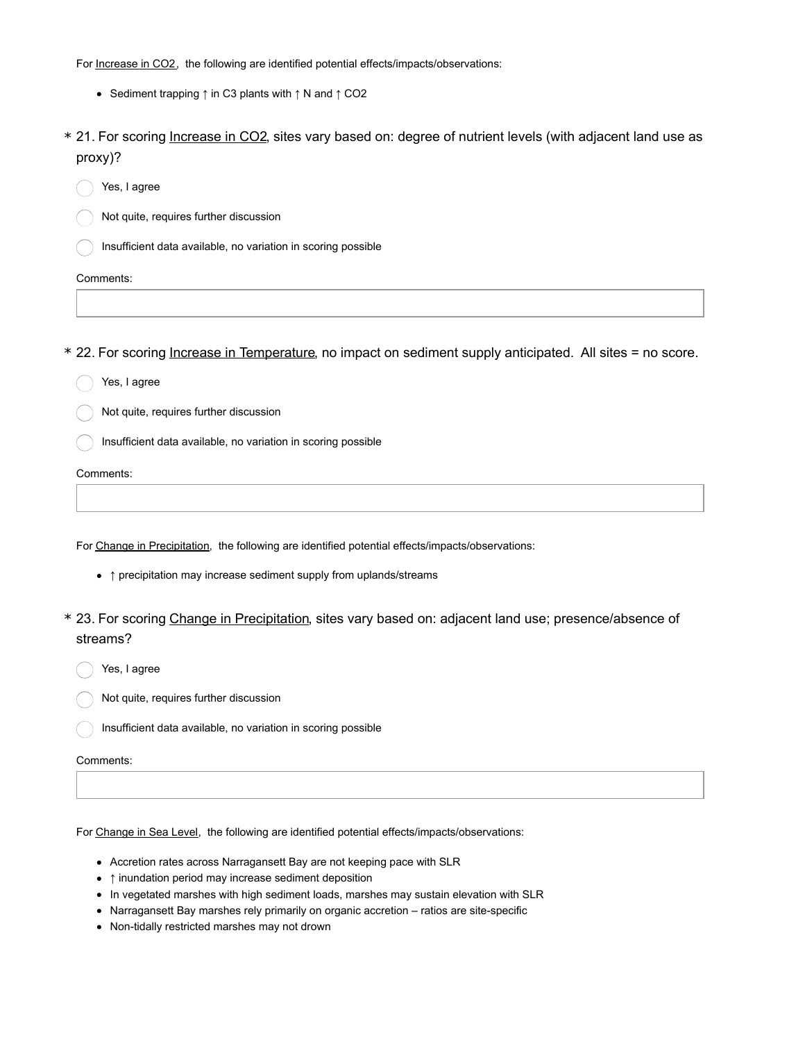For Increase in $CO_2$, the following are identified potential effects/impacts/observations:

- Sediment trapping ↑ in C3 plants with ↑ N and ↑ $CO_2$

\* 21. For scoring Increase in $CO_2$, sites vary based on: degree of nutrient levels (with adjacent land use as proxy)?

- Yes, I agree
- Not quite, requires further discussion
- Insufficient data available, no variation in scoring possible

Comments:

\* 22. For scoring Increase in Temperature, no impact on sediment supply anticipated. All sites = no score.

- Yes, I agree
- Not quite, requires further discussion
- Insufficient data available, no variation in scoring possible

Comments:

For Change in Precipitation, the following are identified potential effects/impacts/observations:

- ↑ precipitation may increase sediment supply from uplands/streams

\* 23. For scoring Change in Precipitation, sites vary based on: adjacent land use; presence/absence of streams?

- Yes, I agree
- Not quite, requires further discussion
- Insufficient data available, no variation in scoring possible

Comments:

For Change in Sea Level, the following are identified potential effects/impacts/observations:

- Accretion rates across Narragansett Bay are not keeping pace with SLR
- ↑ inundation period may increase sediment deposition
- In vegetated marshes with high sediment loads, marshes may sustain elevation with SLR
- Narragansett Bay marshes rely primarily on organic accretion – ratios are site-specific
- Non-tidally restricted marshes may not drown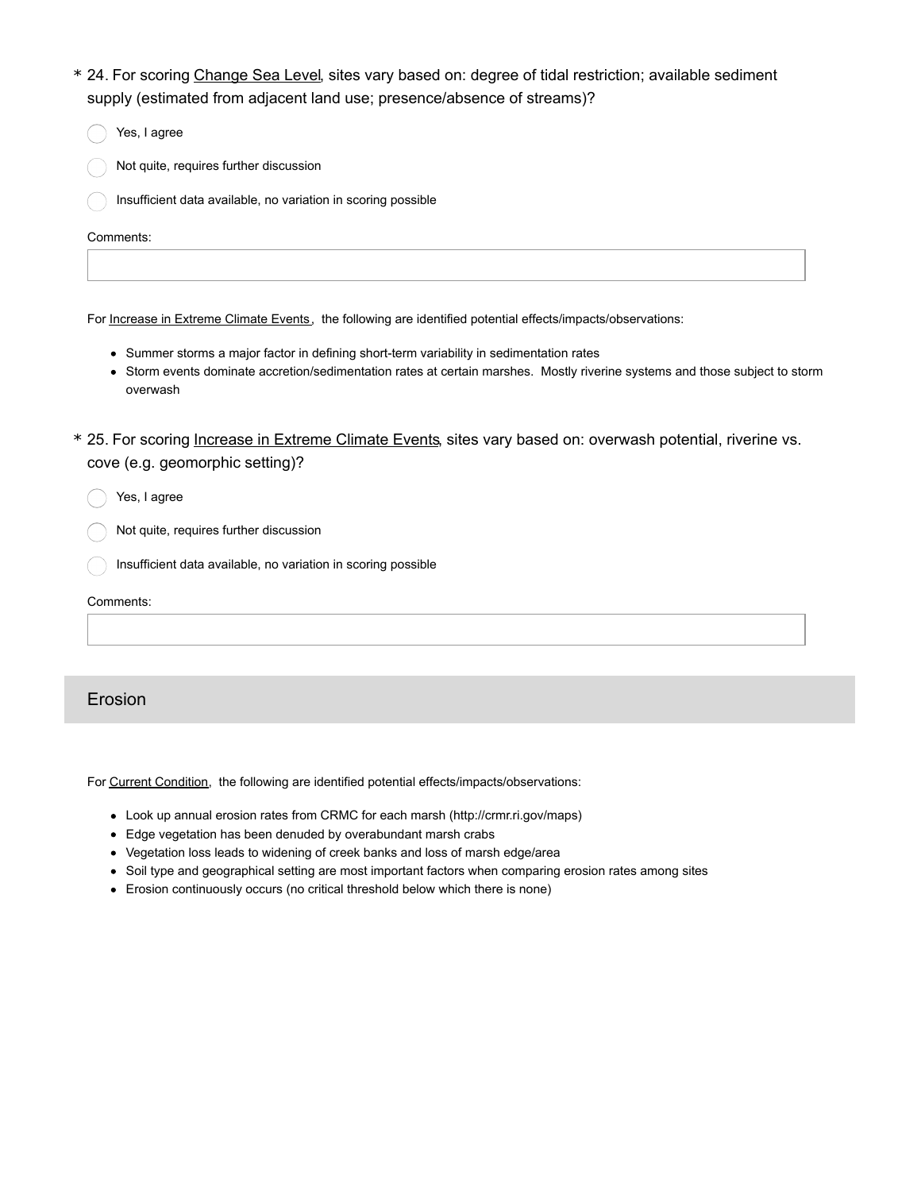\* 24. For scoring Change Sea Level, sites vary based on: degree of tidal restriction; available sediment supply (estimated from adjacent land use; presence/absence of streams)?

- ◯ Yes, I agree
- ◯ Not quite, requires further discussion
- ◯ Insufficient data available, no variation in scoring possible

Comments:

For Increase in Extreme Climate Events, the following are identified potential effects/impacts/observations:

- Summer storms a major factor in defining short-term variability in sedimentation rates
- Storm events dominate accretion/sedimentation rates at certain marshes. Mostly riverine systems and those subject to storm overwash

\* 25. For scoring Increase in Extreme Climate Events, sites vary based on: overwash potential, riverine vs. cove (e.g. geomorphic setting)?

- ◯ Yes, I agree
- ◯ Not quite, requires further discussion
- ◯ Insufficient data available, no variation in scoring possible

Comments:

## Erosion

For Current Condition, the following are identified potential effects/impacts/observations:

- Look up annual erosion rates from CRMC for each marsh (http://crmr.ri.gov/maps)
- Edge vegetation has been denuded by overabundant marsh crabs
- Vegetation loss leads to widening of creek banks and loss of marsh edge/area
- Soil type and geographical setting are most important factors when comparing erosion rates among sites
- Erosion continuously occurs (no critical threshold below which there is none)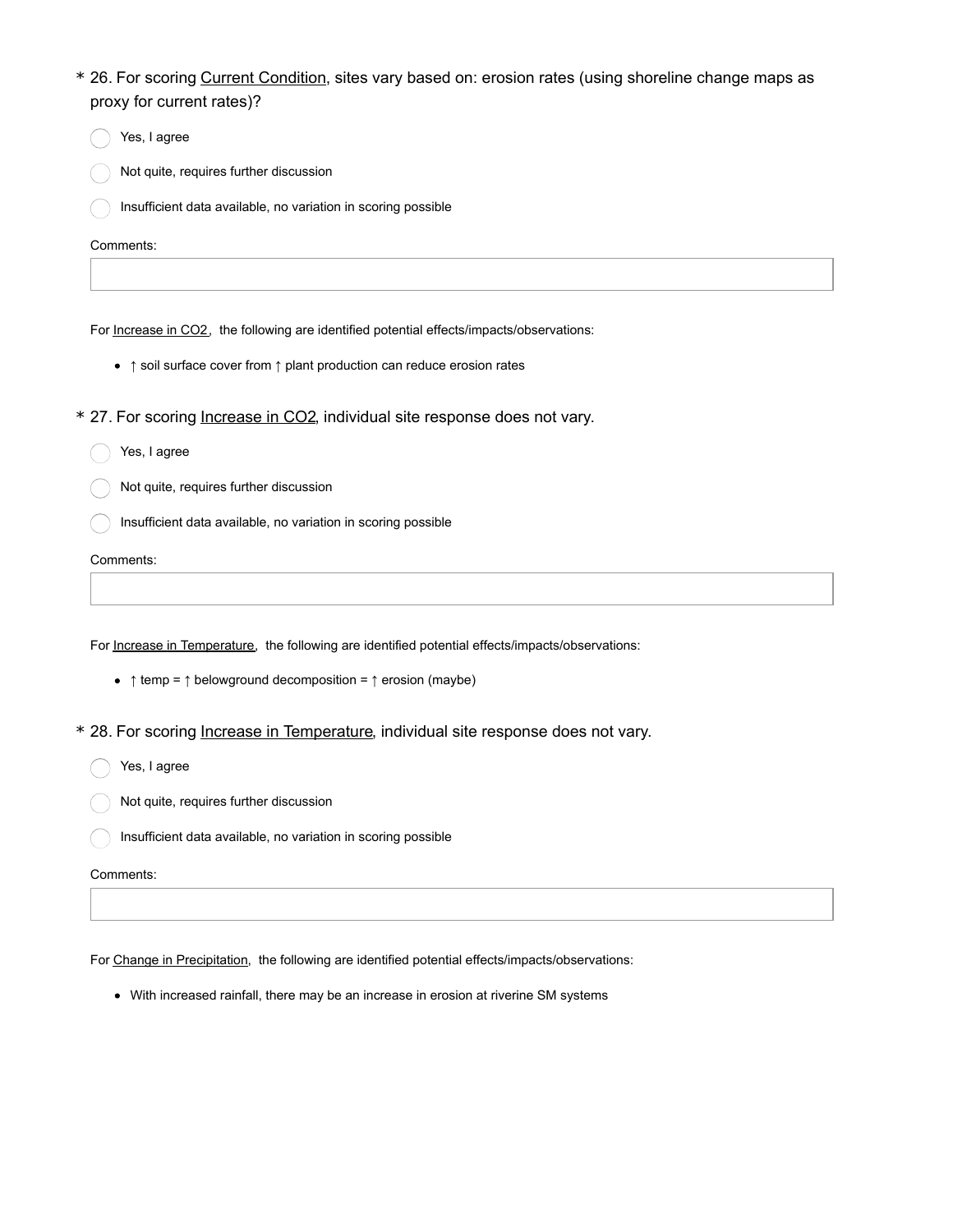\* 26. For scoring Current Condition, sites vary based on: erosion rates (using shoreline change maps as proxy for current rates)?

- Yes, I agree
- Not quite, requires further discussion
- Insufficient data available, no variation in scoring possible

Comments:

For Increase in $CO_2$, the following are identified potential effects/impacts/observations:

- ↑ soil surface cover from ↑ plant production can reduce erosion rates

\* 27. For scoring Increase in $CO_2$, individual site response does not vary.

- Yes, I agree
- Not quite, requires further discussion
- Insufficient data available, no variation in scoring possible

Comments:

For Increase in Temperature, the following are identified potential effects/impacts/observations:

- ↑ temp = ↑ belowground decomposition = ↑ erosion (maybe)

\* 28. For scoring Increase in Temperature, individual site response does not vary.

- Yes, I agree
- Not quite, requires further discussion
- Insufficient data available, no variation in scoring possible

Comments:

For Change in Precipitation, the following are identified potential effects/impacts/observations:

- With increased rainfall, there may be an increase in erosion at riverine SM systems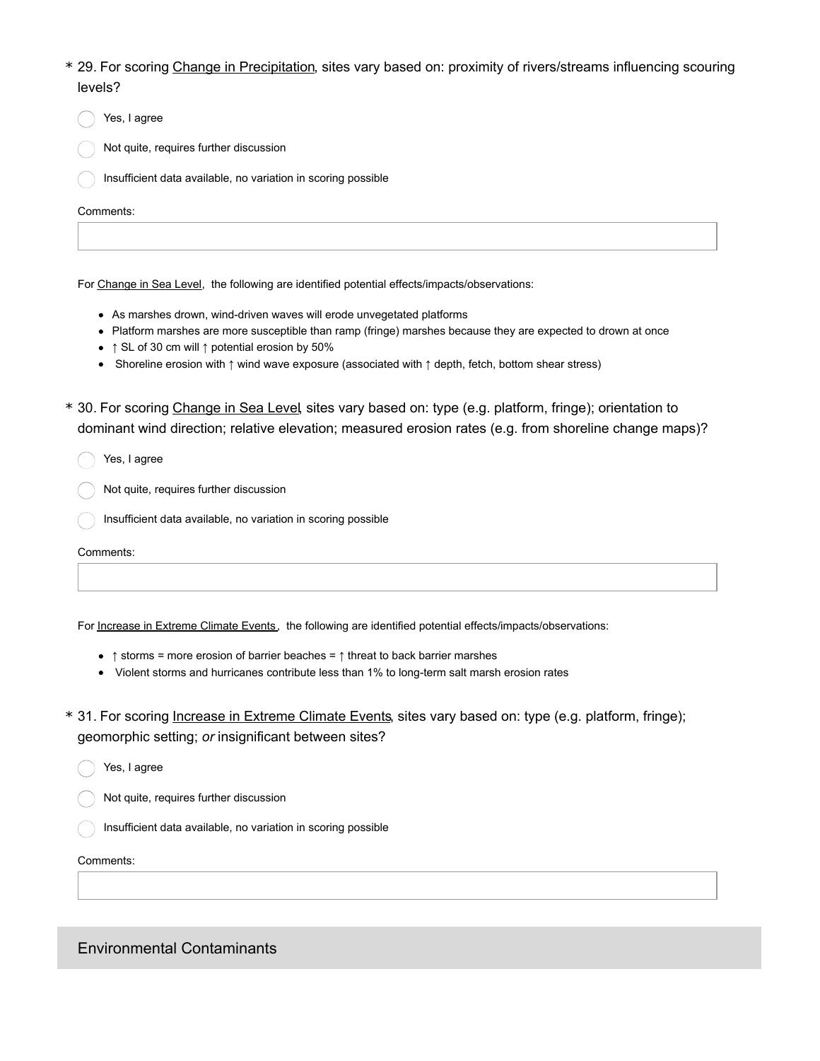\* 29. For scoring <u>Change in Precipitation</u>, sites vary based on: proximity of rivers/streams influencing scouring levels?

- ◯ Yes, I agree
- ◯ Not quite, requires further discussion
- ◯ Insufficient data available, no variation in scoring possible

Comments:

For <u>Change in Sea Level</u>, the following are identified potential effects/impacts/observations:

- As marshes drown, wind-driven waves will erode unvegetated platforms
- Platform marshes are more susceptible than ramp (fringe) marshes because they are expected to drown at once
- ↑ SL of 30 cm will ↑ potential erosion by 50%
- Shoreline erosion with ↑ wind wave exposure (associated with ↑ depth, fetch, bottom shear stress)

\* 30. For scoring <u>Change in Sea Level</u>, sites vary based on: type (e.g. platform, fringe); orientation to dominant wind direction; relative elevation; measured erosion rates (e.g. from shoreline change maps)?

- ◯ Yes, I agree
- ◯ Not quite, requires further discussion
- ◯ Insufficient data available, no variation in scoring possible

Comments:

For <u>Increase in Extreme Climate Events</u>, the following are identified potential effects/impacts/observations:

- ↑ storms = more erosion of barrier beaches = ↑ threat to back barrier marshes
- Violent storms and hurricanes contribute less than 1% to long-term salt marsh erosion rates

\* 31. For scoring <u>Increase in Extreme Climate Events</u>, sites vary based on: type (e.g. platform, fringe); geomorphic setting; *or* insignificant between sites?

- ◯ Yes, I agree
- ◯ Not quite, requires further discussion
- ◯ Insufficient data available, no variation in scoring possible

Comments:

## Environmental Contaminants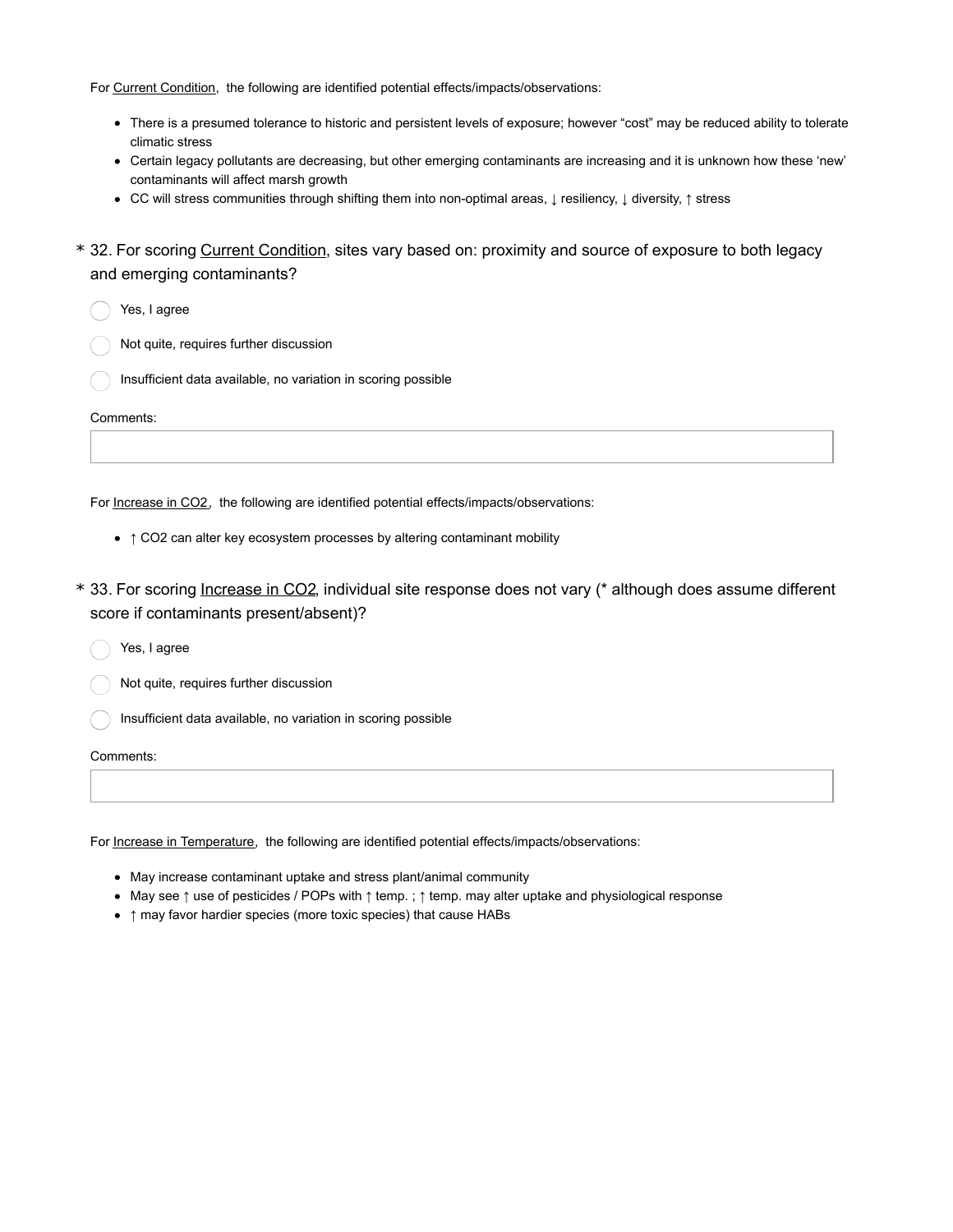For Current Condition, the following are identified potential effects/impacts/observations:

- There is a presumed tolerance to historic and persistent levels of exposure; however "cost" may be reduced ability to tolerate climatic stress
- Certain legacy pollutants are decreasing, but other emerging contaminants are increasing and it is unknown how these 'new' contaminants will affect marsh growth
- CC will stress communities through shifting them into non-optimal areas, ↓ resiliency, ↓ diversity, ↑ stress

\* 32. For scoring Current Condition, sites vary based on: proximity and source of exposure to both legacy and emerging contaminants?

- ( ) Yes, I agree
- ( ) Not quite, requires further discussion
- ( ) Insufficient data available, no variation in scoring possible

Comments:

For Increase in $CO_2$, the following are identified potential effects/impacts/observations:

- ↑ $CO_2$ can alter key ecosystem processes by altering contaminant mobility

\* 33. For scoring Increase in $CO_2$, individual site response does not vary (* although does assume different score if contaminants present/absent)?

- ( ) Yes, I agree
- ( ) Not quite, requires further discussion
- ( ) Insufficient data available, no variation in scoring possible

Comments:

For Increase in Temperature, the following are identified potential effects/impacts/observations:

- May increase contaminant uptake and stress plant/animal community
- May see ↑ use of pesticides / POPs with ↑ temp. ; ↑ temp. may alter uptake and physiological response
- ↑ may favor hardier species (more toxic species) that cause HABs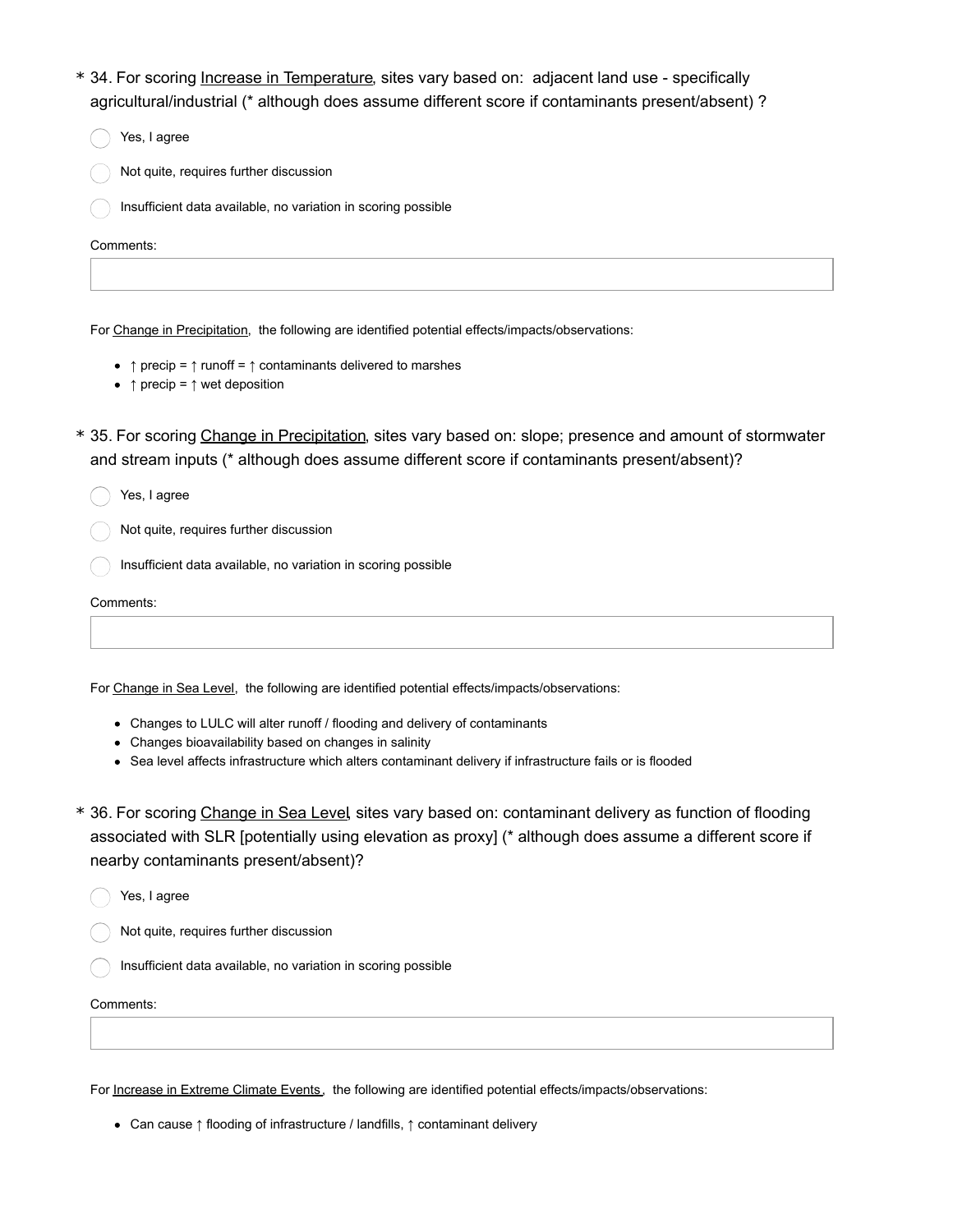\* 34. For scoring Increase in Temperature, sites vary based on: adjacent land use - specifically agricultural/industrial (* although does assume different score if contaminants present/absent) ?

- ◯ Yes, I agree
- ◯ Not quite, requires further discussion
- ◯ Insufficient data available, no variation in scoring possible

Comments:

For Change in Precipitation, the following are identified potential effects/impacts/observations:

- ↑ precip = ↑ runoff = ↑ contaminants delivered to marshes
- ↑ precip = ↑ wet deposition

\* 35. For scoring Change in Precipitation, sites vary based on: slope; presence and amount of stormwater and stream inputs (* although does assume different score if contaminants present/absent)?

- ◯ Yes, I agree
- ◯ Not quite, requires further discussion
- ◯ Insufficient data available, no variation in scoring possible

Comments:

For Change in Sea Level, the following are identified potential effects/impacts/observations:

- Changes to LULC will alter runoff / flooding and delivery of contaminants
- Changes bioavailability based on changes in salinity
- Sea level affects infrastructure which alters contaminant delivery if infrastructure fails or is flooded

\* 36. For scoring Change in Sea Level, sites vary based on: contaminant delivery as function of flooding associated with SLR [potentially using elevation as proxy] (* although does assume a different score if nearby contaminants present/absent)?

- ◯ Yes, I agree
- ◯ Not quite, requires further discussion
- ◯ Insufficient data available, no variation in scoring possible

Comments:

For Increase in Extreme Climate Events, the following are identified potential effects/impacts/observations:

- Can cause ↑ flooding of infrastructure / landfills, ↑ contaminant delivery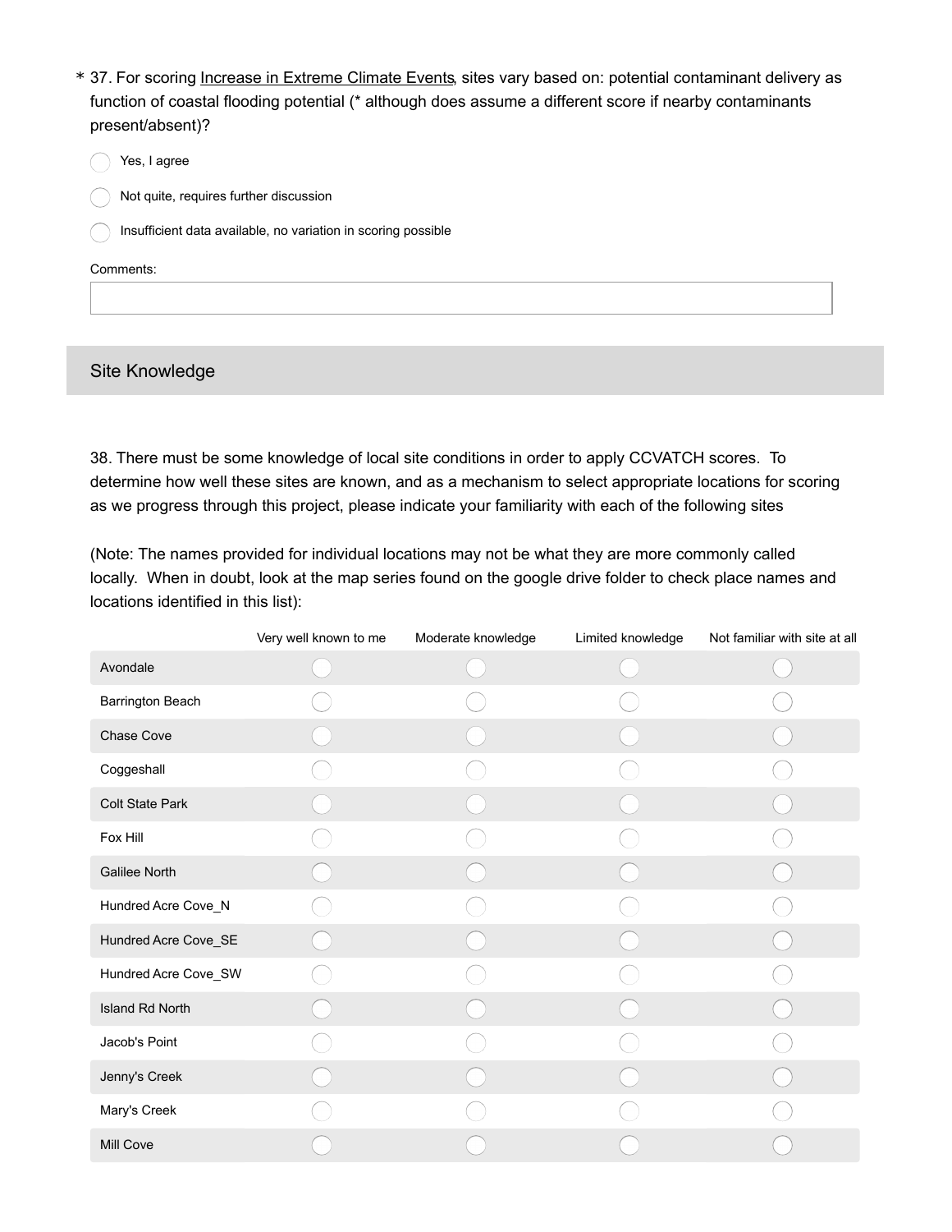\* 37. For scoring Increase in Extreme Climate Events, sites vary based on: potential contaminant delivery as function of coastal flooding potential (* although does assume a different score if nearby contaminants present/absent)?

- ◯ Yes, I agree
- ◯ Not quite, requires further discussion
- ◯ Insufficient data available, no variation in scoring possible

Comments:

## Site Knowledge

38. There must be some knowledge of local site conditions in order to apply CCVATCH scores. To determine how well these sites are known, and as a mechanism to select appropriate locations for scoring as we progress through this project, please indicate your familiarity with each of the following sites

(Note: The names provided for individual locations may not be what they are more commonly called locally. When in doubt, look at the map series found on the google drive folder to check place names and locations identified in this list):

| | Very well known to me | Moderate knowledge | Limited knowledge | Not familiar with site at all |
|---|---|---|---|---|
| Avondale | ◯ | ◯ | ◯ | ◯ |
| Barrington Beach | ◯ | ◯ | ◯ | ◯ |
| Chase Cove | ◯ | ◯ | ◯ | ◯ |
| Coggeshall | ◯ | ◯ | ◯ | ◯ |
| Colt State Park | ◯ | ◯ | ◯ | ◯ |
| Fox Hill | ◯ | ◯ | ◯ | ◯ |
| Galilee North | ◯ | ◯ | ◯ | ◯ |
| Hundred Acre Cove_N | ◯ | ◯ | ◯ | ◯ |
| Hundred Acre Cove_SE | ◯ | ◯ | ◯ | ◯ |
| Hundred Acre Cove_SW | ◯ | ◯ | ◯ | ◯ |
| Island Rd North | ◯ | ◯ | ◯ | ◯ |
| Jacob's Point | ◯ | ◯ | ◯ | ◯ |
| Jenny's Creek | ◯ | ◯ | ◯ | ◯ |
| Mary's Creek | ◯ | ◯ | ◯ | ◯ |
| Mill Cove | ◯ | ◯ | ◯ | ◯ |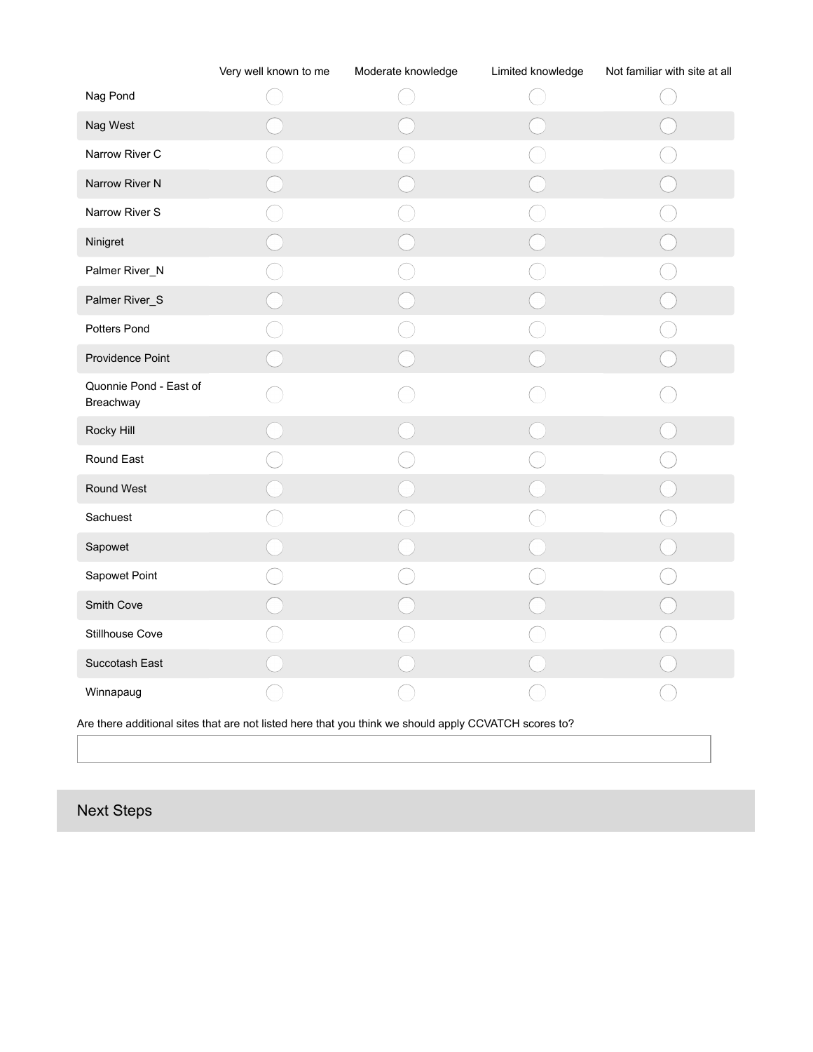| | Very well known to me | Moderate knowledge | Limited knowledge | Not familiar with site at all |
|---|---|---|---|---|
| Nag Pond | ○ | ○ | ○ | ○ |
| Nag West | ○ | ○ | ○ | ○ |
| Narrow River C | ○ | ○ | ○ | ○ |
| Narrow River N | ○ | ○ | ○ | ○ |
| Narrow River S | ○ | ○ | ○ | ○ |
| Ninigret | ○ | ○ | ○ | ○ |
| Palmer River_N | ○ | ○ | ○ | ○ |
| Palmer River_S | ○ | ○ | ○ | ○ |
| Potters Pond | ○ | ○ | ○ | ○ |
| Providence Point | ○ | ○ | ○ | ○ |
| Quonnie Pond - East of Breachway | ○ | ○ | ○ | ○ |
| Rocky Hill | ○ | ○ | ○ | ○ |
| Round East | ○ | ○ | ○ | ○ |
| Round West | ○ | ○ | ○ | ○ |
| Sachuest | ○ | ○ | ○ | ○ |
| Sapowet | ○ | ○ | ○ | ○ |
| Sapowet Point | ○ | ○ | ○ | ○ |
| Smith Cove | ○ | ○ | ○ | ○ |
| Stillhouse Cove | ○ | ○ | ○ | ○ |
| Succotash East | ○ | ○ | ○ | ○ |
| Winnapaug | ○ | ○ | ○ | ○ |

Are there additional sites that are not listed here that you think we should apply CCVATCH scores to?

## Next Steps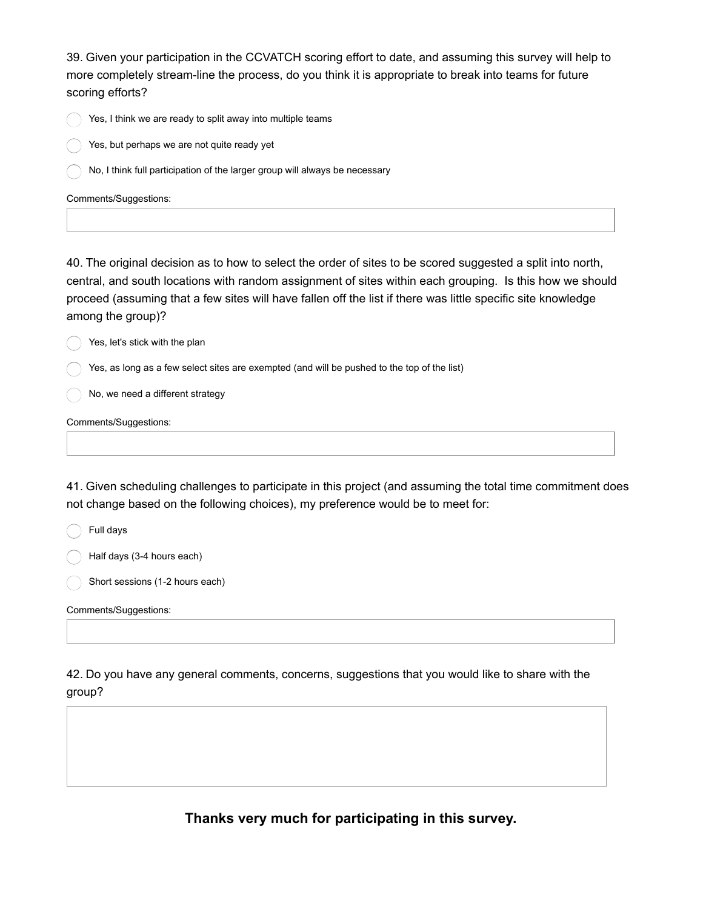39. Given your participation in the CCVATCH scoring effort to date, and assuming this survey will help to more completely stream-line the process, do you think it is appropriate to break into teams for future scoring efforts?

- Yes, I think we are ready to split away into multiple teams
- Yes, but perhaps we are not quite ready yet
- No, I think full participation of the larger group will always be necessary

Comments/Suggestions:

40. The original decision as to how to select the order of sites to be scored suggested a split into north, central, and south locations with random assignment of sites within each grouping. Is this how we should proceed (assuming that a few sites will have fallen off the list if there was little specific site knowledge among the group)?

- Yes, let's stick with the plan
- Yes, as long as a few select sites are exempted (and will be pushed to the top of the list)
- No, we need a different strategy

Comments/Suggestions:

41. Given scheduling challenges to participate in this project (and assuming the total time commitment does not change based on the following choices), my preference would be to meet for:

- Full days
- Half days (3-4 hours each)
- Short sessions (1-2 hours each)

Comments/Suggestions:

42. Do you have any general comments, concerns, suggestions that you would like to share with the group?

**Thanks very much for participating in this survey.**